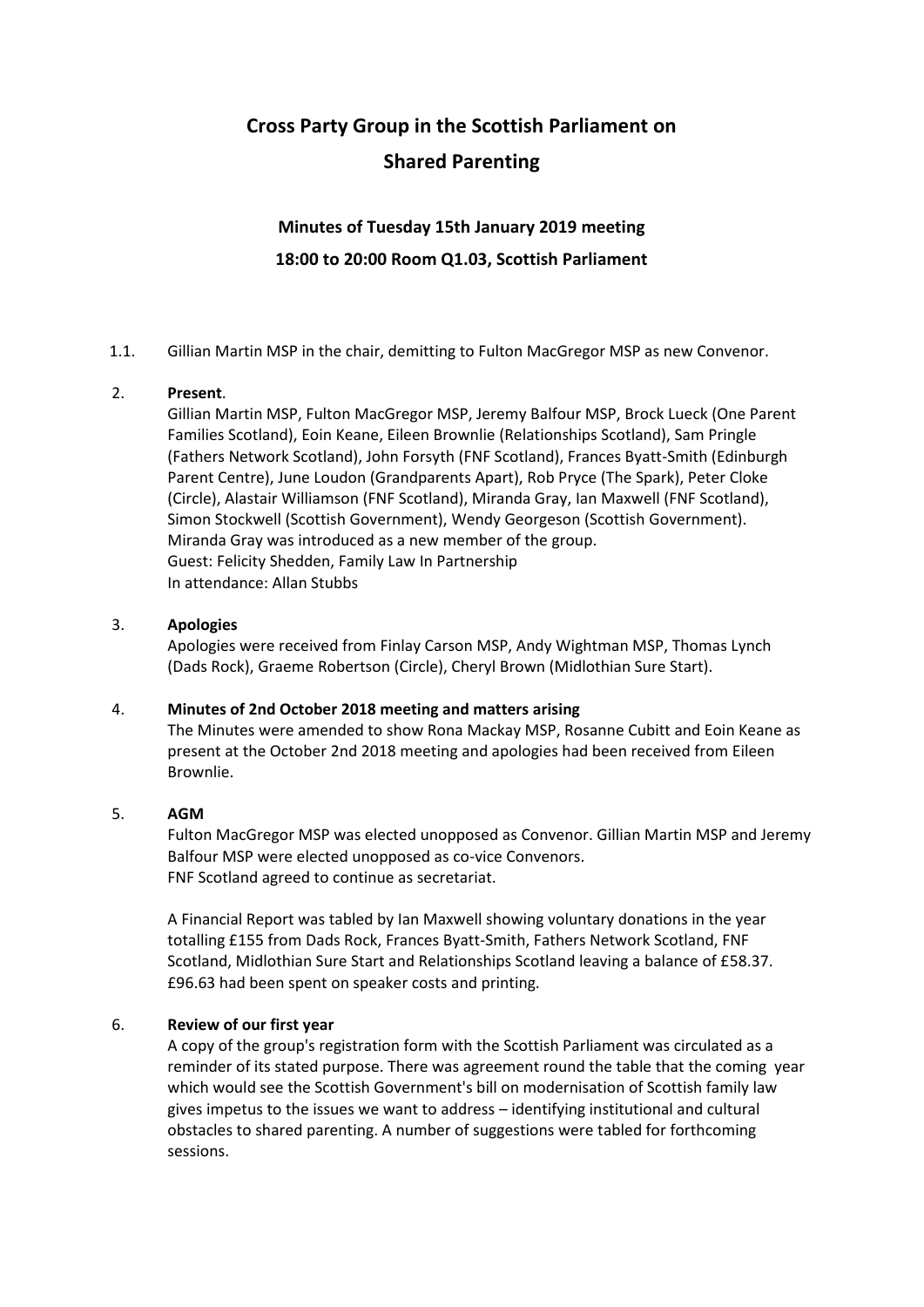# Cross Party Group in the Scottish Parliament on Shared Parenting

## Minutes of Tuesday 15th January 2019 meeting

### 18:00 to 20:00 Room Q1.03, Scottish Parliament

1.1. Gillian Martin MSP in the chair, demitting to Fulton MacGregor MSP as new Convenor.

2. **Present**.
   Gillian Martin MSP, Fulton MacGregor MSP, Jeremy Balfour MSP, Brock Lueck (One Parent Families Scotland), Eoin Keane, Eileen Brownlie (Relationships Scotland), Sam Pringle (Fathers Network Scotland), John Forsyth (FNF Scotland), Frances Byatt-Smith (Edinburgh Parent Centre), June Loudon (Grandparents Apart), Rob Pryce (The Spark), Peter Cloke (Circle), Alastair Williamson (FNF Scotland), Miranda Gray, Ian Maxwell (FNF Scotland), Simon Stockwell (Scottish Government), Wendy Georgeson (Scottish Government).
   Miranda Gray was introduced as a new member of the group.
   Guest: Felicity Shedden, Family Law In Partnership
   In attendance: Allan Stubbs

3. **Apologies**
   Apologies were received from Finlay Carson MSP, Andy Wightman MSP, Thomas Lynch (Dads Rock), Graeme Robertson (Circle), Cheryl Brown (Midlothian Sure Start).

4. **Minutes of 2nd October 2018 meeting and matters arising**
   The Minutes were amended to show Rona Mackay MSP, Rosanne Cubitt and Eoin Keane as present at the October 2nd 2018 meeting and apologies had been received from Eileen Brownlie.

5. **AGM**
   Fulton MacGregor MSP was elected unopposed as Convenor. Gillian Martin MSP and Jeremy Balfour MSP were elected unopposed as co-vice Convenors.
   FNF Scotland agreed to continue as secretariat.

   A Financial Report was tabled by Ian Maxwell showing voluntary donations in the year totalling £155 from Dads Rock, Frances Byatt-Smith, Fathers Network Scotland, FNF Scotland, Midlothian Sure Start and Relationships Scotland leaving a balance of £58.37. £96.63 had been spent on speaker costs and printing.

6. **Review of our first year**
   A copy of the group's registration form with the Scottish Parliament was circulated as a reminder of its stated purpose. There was agreement round the table that the coming year which would see the Scottish Government's bill on modernisation of Scottish family law gives impetus to the issues we want to address – identifying institutional and cultural obstacles to shared parenting. A number of suggestions were tabled for forthcoming sessions.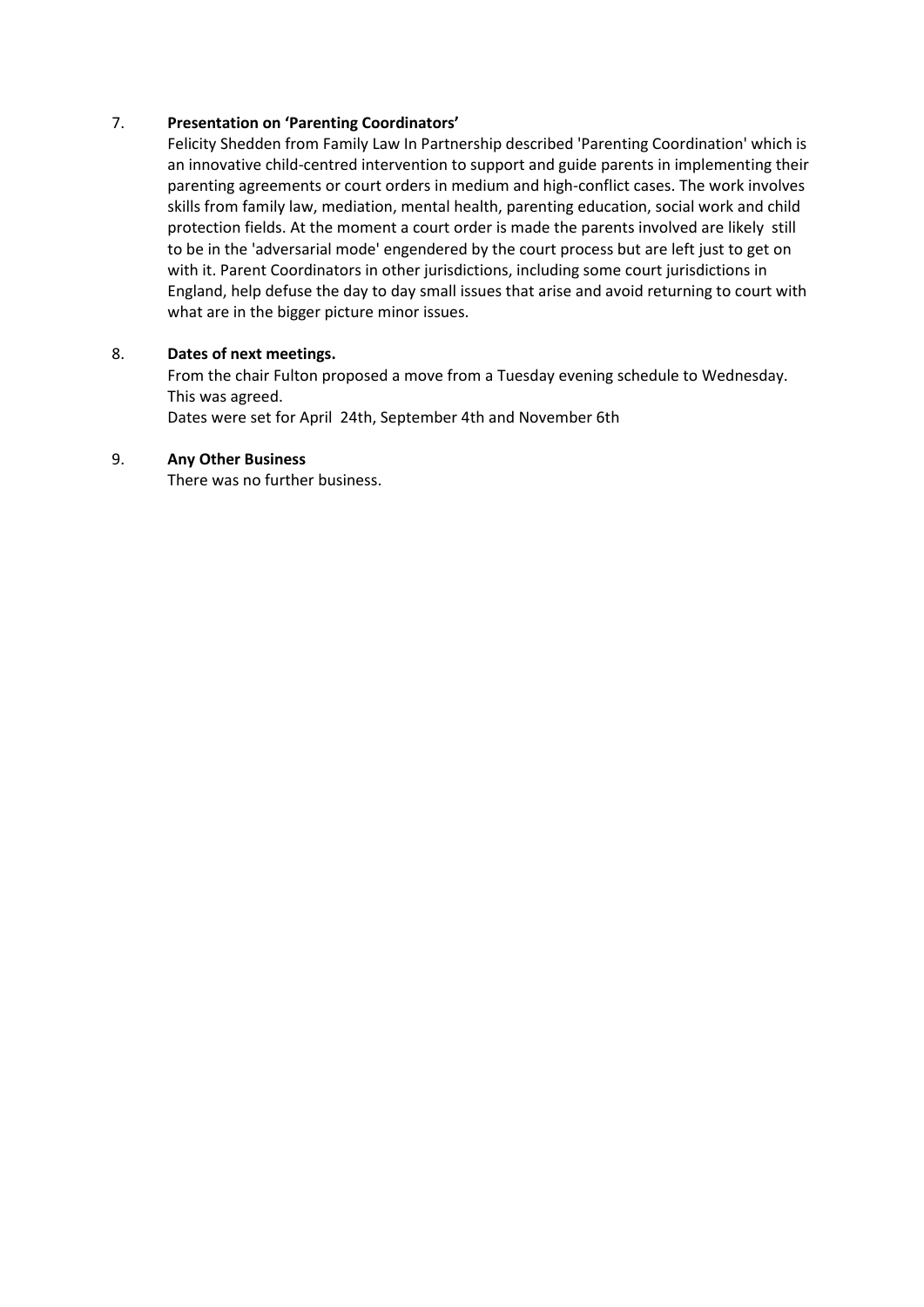7. **Presentation on 'Parenting Coordinators'**

   Felicity Shedden from Family Law In Partnership described 'Parenting Coordination' which is an innovative child-centred intervention to support and guide parents in implementing their parenting agreements or court orders in medium and high-conflict cases. The work involves skills from family law, mediation, mental health, parenting education, social work and child protection fields. At the moment a court order is made the parents involved are likely still to be in the 'adversarial mode' engendered by the court process but are left just to get on with it. Parent Coordinators in other jurisdictions, including some court jurisdictions in England, help defuse the day to day small issues that arise and avoid returning to court with what are in the bigger picture minor issues.

8. **Dates of next meetings.**

   From the chair Fulton proposed a move from a Tuesday evening schedule to Wednesday. This was agreed.

   Dates were set for April 24th, September 4th and November 6th

9. **Any Other Business**

   There was no further business.